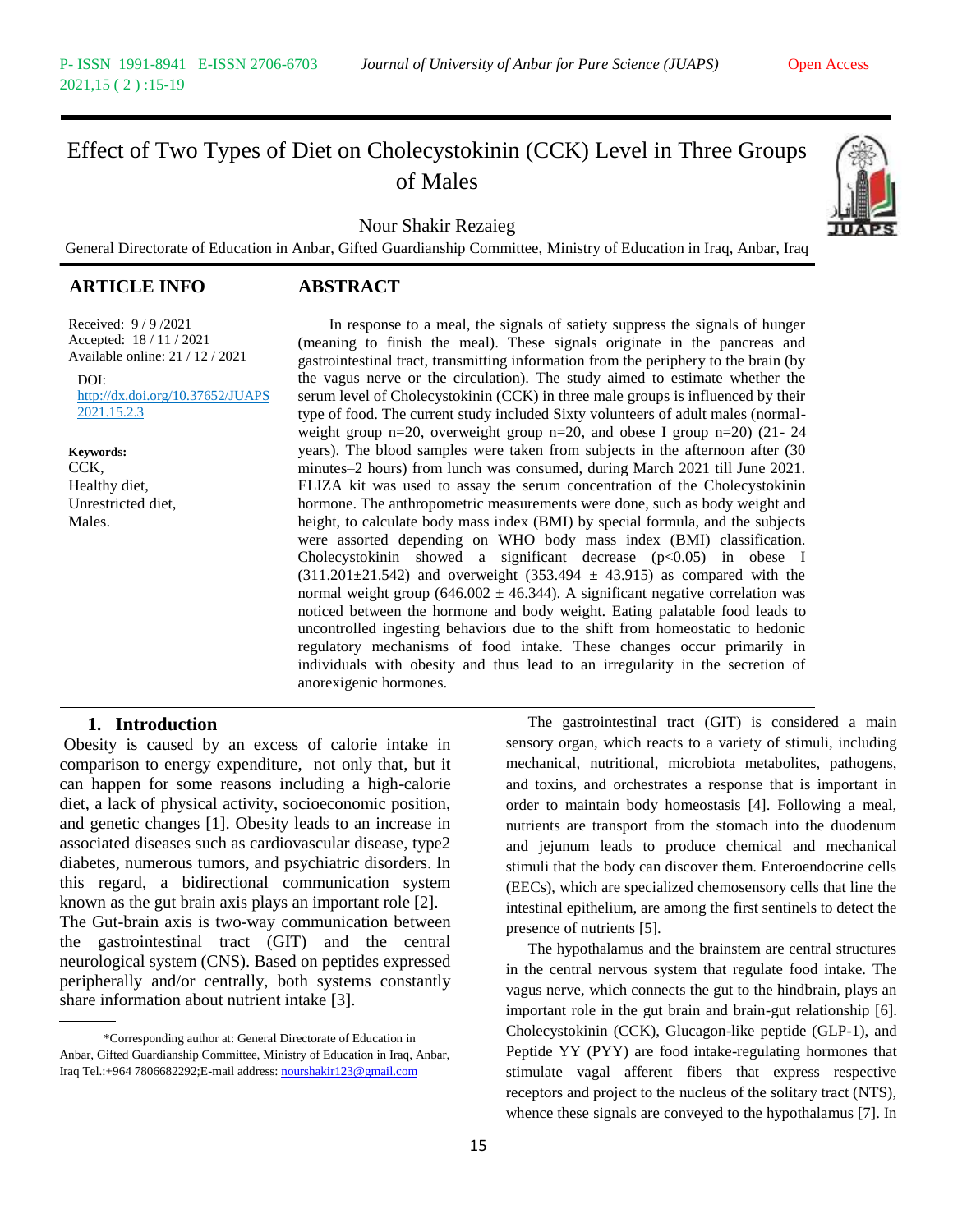# Effect of Two Types of Diet on Cholecystokinin (CCK) Level in Three Groups of Males

Nour Shakir Rezaieg

General Directorate of Education in Anbar, Gifted Guardianship Committee, Ministry of Education in Iraq, Anbar, Iraq

## ARTICLE INFO

Received: 9 / 9 /2021
Accepted: 18 / 11 / 2021
Available online: 21 / 12 / 2021

DOI: http://dx.doi.org/10.37652/JUAPS2021.15.2.3

**Keywords:**
CCK,
Healthy diet,
Unrestricted diet,
Males.

## ABSTRACT

In response to a meal, the signals of satiety suppress the signals of hunger (meaning to finish the meal). These signals originate in the pancreas and gastrointestinal tract, transmitting information from the periphery to the brain (by the vagus nerve or the circulation). The study aimed to estimate whether the serum level of Cholecystokinin (CCK) in three male groups is influenced by their type of food. The current study included Sixty volunteers of adult males (normal-weight group n=20, overweight group n=20, and obese I group n=20) (21- 24 years). The blood samples were taken from subjects in the afternoon after (30 minutes–2 hours) from lunch was consumed, during March 2021 till June 2021. ELIZA kit was used to assay the serum concentration of the Cholecystokinin hormone. The anthropometric measurements were done, such as body weight and height, to calculate body mass index (BMI) by special formula, and the subjects were assorted depending on WHO body mass index (BMI) classification. Cholecystokinin showed a significant decrease ($p<0.05$) in obese I ($311.201\pm21.542$) and overweight ($353.494 \pm 43.915$) as compared with the normal weight group ($646.002 \pm 46.344$). A significant negative correlation was noticed between the hormone and body weight. Eating palatable food leads to uncontrolled ingesting behaviors due to the shift from homeostatic to hedonic regulatory mechanisms of food intake. These changes occur primarily in individuals with obesity and thus lead to an irregularity in the secretion of anorexigenic hormones.

## 1. Introduction

Obesity is caused by an excess of calorie intake in comparison to energy expenditure, not only that, but it can happen for some reasons including a high-calorie diet, a lack of physical activity, socioeconomic position, and genetic changes [1]. Obesity leads to an increase in associated diseases such as cardiovascular disease, type2 diabetes, numerous tumors, and psychiatric disorders. In this regard, a bidirectional communication system known as the gut brain axis plays an important role [2]. The Gut-brain axis is two-way communication between the gastrointestinal tract (GIT) and the central neurological system (CNS). Based on peptides expressed peripherally and/or centrally, both systems constantly share information about nutrient intake [3].

The gastrointestinal tract (GIT) is considered a main sensory organ, which reacts to a variety of stimuli, including mechanical, nutritional, microbiota metabolites, pathogens, and toxins, and orchestrates a response that is important in order to maintain body homeostasis [4]. Following a meal, nutrients are transport from the stomach into the duodenum and jejunum leads to produce chemical and mechanical stimuli that the body can discover them. Enteroendocrine cells (EECs), which are specialized chemosensory cells that line the intestinal epithelium, are among the first sentinels to detect the presence of nutrients [5].

The hypothalamus and the brainstem are central structures in the central nervous system that regulate food intake. The vagus nerve, which connects the gut to the hindbrain, plays an important role in the gut brain and brain-gut relationship [6]. Cholecystokinin (CCK), Glucagon-like peptide (GLP-1), and Peptide YY (PYY) are food intake-regulating hormones that stimulate vagal afferent fibers that express respective receptors and project to the nucleus of the solitary tract (NTS), whence these signals are conveyed to the hypothalamus [7]. In

---

*Corresponding author at: General Directorate of Education in Anbar, Gifted Guardianship Committee, Ministry of Education in Iraq, Anbar, Iraq Tel.:+964 7806682292;E-mail address: nourshakir123@gmail.com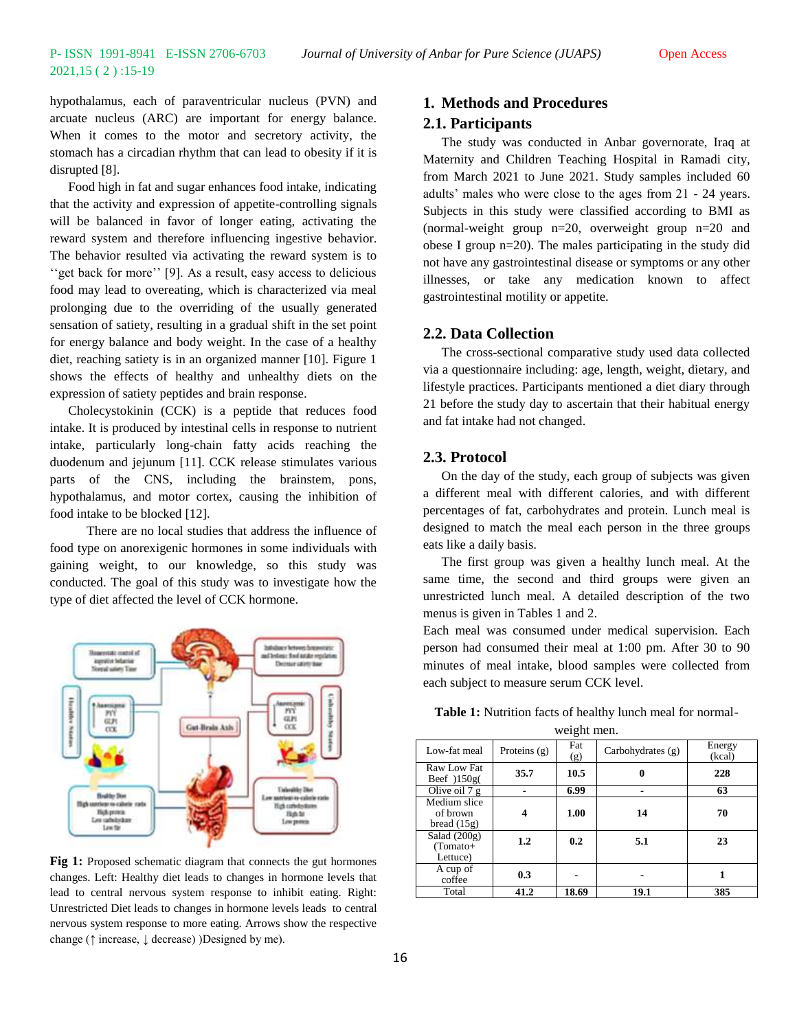hypothalamus, each of paraventricular nucleus (PVN) and arcuate nucleus (ARC) are important for energy balance. When it comes to the motor and secretory activity, the stomach has a circadian rhythm that can lead to obesity if it is disrupted [8].

Food high in fat and sugar enhances food intake, indicating that the activity and expression of appetite-controlling signals will be balanced in favor of longer eating, activating the reward system and therefore influencing ingestive behavior. The behavior resulted via activating the reward system is to ''get back for more'' [9]. As a result, easy access to delicious food may lead to overeating, which is characterized via meal prolonging due to the overriding of the usually generated sensation of satiety, resulting in a gradual shift in the set point for energy balance and body weight. In the case of a healthy diet, reaching satiety is in an organized manner [10]. Figure 1 shows the effects of healthy and unhealthy diets on the expression of satiety peptides and brain response.

Cholecystokinin (CCK) is a peptide that reduces food intake. It is produced by intestinal cells in response to nutrient intake, particularly long-chain fatty acids reaching the duodenum and jejunum [11]. CCK release stimulates various parts of the CNS, including the brainstem, pons, hypothalamus, and motor cortex, causing the inhibition of food intake to be blocked [12].

There are no local studies that address the influence of food type on anorexigenic hormones in some individuals with gaining weight, to our knowledge, so this study was conducted. The goal of this study was to investigate how the type of diet affected the level of CCK hormone.

**Fig 1:** Proposed schematic diagram that connects the gut hormones changes. Left: Healthy diet leads to changes in hormone levels that lead to central nervous system response to inhibit eating. Right: Unrestricted Diet leads to changes in hormone levels leads to central nervous system response to more eating. Arrows show the respective change (↑ increase, ↓ decrease) )Designed by me).

## 1. Methods and Procedures

### 2.1. Participants

The study was conducted in Anbar governorate, Iraq at Maternity and Children Teaching Hospital in Ramadi city, from March 2021 to June 2021. Study samples included 60 adults' males who were close to the ages from 21 - 24 years. Subjects in this study were classified according to BMI as (normal-weight group n=20, overweight group n=20 and obese I group n=20). The males participating in the study did not have any gastrointestinal disease or symptoms or any other illnesses, or take any medication known to affect gastrointestinal motility or appetite.

### 2.2. Data Collection

The cross-sectional comparative study used data collected via a questionnaire including: age, length, weight, dietary, and lifestyle practices. Participants mentioned a diet diary through 21 before the study day to ascertain that their habitual energy and fat intake had not changed.

### 2.3. Protocol

On the day of the study, each group of subjects was given a different meal with different calories, and with different percentages of fat, carbohydrates and protein. Lunch meal is designed to match the meal each person in the three groups eats like a daily basis.

The first group was given a healthy lunch meal. At the same time, the second and third groups were given an unrestricted lunch meal. A detailed description of the two menus is given in Tables 1 and 2.

Each meal was consumed under medical supervision. Each person had consumed their meal at 1:00 pm. After 30 to 90 minutes of meal intake, blood samples were collected from each subject to measure serum CCK level.

**Table 1:** Nutrition facts of healthy lunch meal for normal-weight men.

| Low-fat meal | Proteins (g) | Fat (g) | Carbohydrates (g) | Energy (kcal) |
|---|---|---|---|---|
| Raw Low Fat Beef )150g( | **35.7** | **10.5** | **0** | **228** |
| Olive oil 7 g | **-** | **6.99** | **-** | **63** |
| Medium slice of brown bread (15g) | **4** | **1.00** | **14** | **70** |
| Salad (200g) (Tomato+ Lettuce) | **1.2** | **0.2** | **5.1** | **23** |
| A cup of coffee | **0.3** | **-** | **-** | **1** |
| Total | **41.2** | **18.69** | **19.1** | **385** |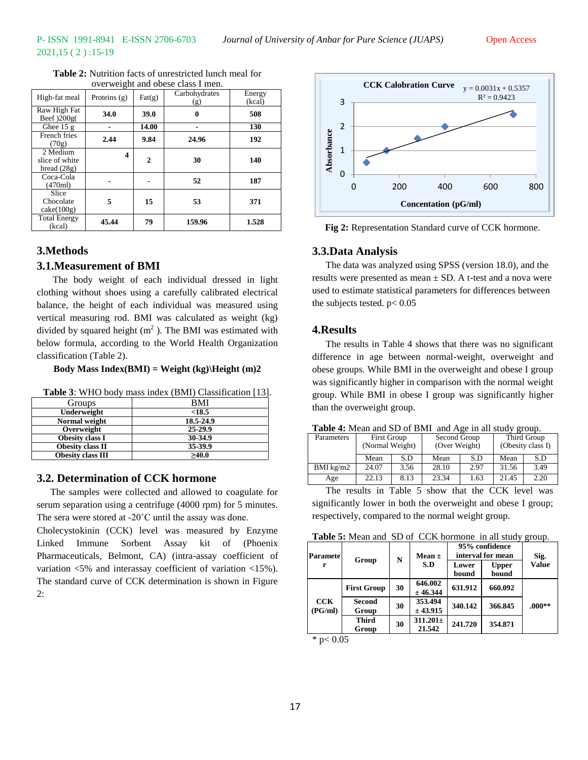**Table 2:** Nutrition facts of unrestricted lunch meal for overweight and obese class I men.

| High-fat meal | Proteins (g) | Fat(g) | Carbohydrates (g) | Energy (kcal) |
|---|---|---|---|---|
| Raw High Fat Beef )200g( | **34.0** | **39.0** | **0** | **508** |
| Ghee 15 g | **-** | **14.00** | **-** | **130** |
| French fries (70g) | **2.44** | **9.84** | **24.96** | **192** |
| 2 Medium slice of white bread (28g) | **4** | **2** | **30** | **140** |
| Coca-Cola (470ml) | **-** | **-** | **52** | **187** |
| Slice Chocolate cake(100g) | **5** | **15** | **53** | **371** |
| Total Energy (kcal) | **45.44** | **79** | **159.96** | **1.528** |

## 3.Methods

### 3.1.Measurement of BMI

The body weight of each individual dressed in light clothing without shoes using a carefully calibrated electrical balance, the height of each individual was measured using vertical measuring rod. BMI was calculated as weight (kg) divided by squared height ($m^2$ ). The BMI was estimated with below formula, according to the World Health Organization classification (Table 2).

**Body Mass Index(BMI) = Weight (kg)\Height (m)2**

**Table 3**: WHO body mass index (BMI) Classification [13].

| Groups | BMI |
|---|---|
| **Underweight** | **<18.5** |
| **Normal weight** | **18.5-24.9** |
| **Overweight** | **25-29.9** |
| **Obesity class I** | **30-34.9** |
| **Obesity class II** | **35-39.9** |
| **Obesity class III** | **≥40.0** |

### 3.2. Determination of CCK hormone

The samples were collected and allowed to coagulate for serum separation using a centrifuge (4000 rpm) for 5 minutes. The sera were stored at -20˚C until the assay was done. Cholecystokinin (CCK) level was measured by Enzyme Linked Immune Sorbent Assay kit of (Phoenix Pharmaceuticals, Belmont, CA) (intra-assay coefficient of variation <5% and interassay coefficient of variation <15%). The standard curve of CCK determination is shown in Figure 2:

**Fig 2:** Representation Standard curve of CCK hormone.

### 3.3.Data Analysis

The data was analyzed using SPSS (version 18.0), and the results were presented as mean ± SD. A t-test and a nova were used to estimate statistical parameters for differences between the subjects tested. $p < 0.05$

## 4.Results

The results in Table 4 shows that there was no significant difference in age between normal-weight, overweight and obese groups. While BMI in the overweight and obese I group was significantly higher in comparison with the normal weight group. While BMI in obese I group was significantly higher than the overweight group.

**Table 4:** Mean and SD of BMI and Age in all study group.

| Parameters | First Group (Normal Weight) | | Second Group (Over Weight) | | Third Group (Obesity class I) | |
|---|---|---|---|---|---|---|
| | Mean | S.D | Mean | S.D | Mean | S.D |
| BMI kg/m2 | 24.07 | 3.56 | 28.10 | 2.97 | 31.56 | 3.49 |
| Age | 22.13 | 8.13 | 23.34 | 1.63 | 21.45 | 2.20 |

The results in Table 5 show that the CCK level was significantly lower in both the overweight and obese I group; respectively, compared to the normal weight group.

**Table 5:** Mean and SD of CCK hormone in all study group.

| Parameter | Group | N | Mean ± S.D | 95% confidence interval for mean | | Sig. Value |
|---|---|---|---|---|---|---|
| | | | | Lower bound | Upper bound | |
| **CCK (PG/ml)** | **First Group** | **30** | **646.002 ± 46.344** | **631.912** | **660.092** | **.000\*\*** |
| | **Second Group** | **30** | **353.494 ± 43.915** | **340.142** | **366.845** | |
| | **Third Group** | **30** | **311.201± 21.542** | **241.720** | **354.871** | |

\* $p < 0.05$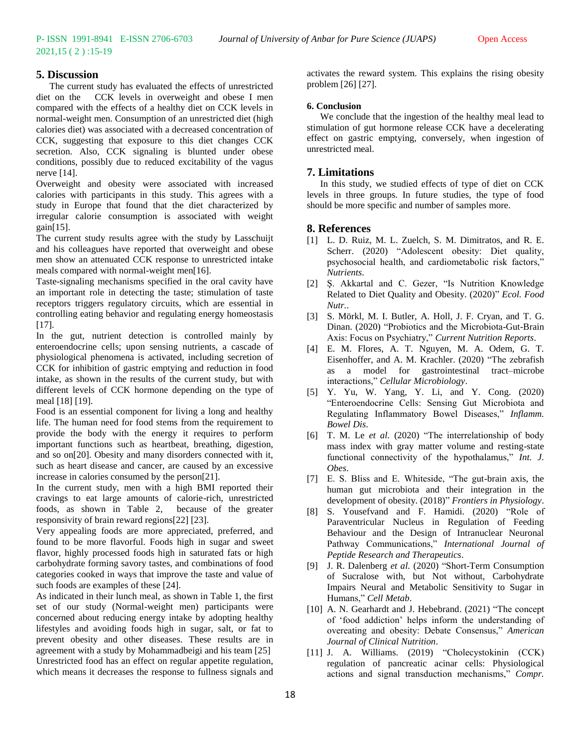## 5. Discussion

The current study has evaluated the effects of unrestricted diet on the CCK levels in overweight and obese I men compared with the effects of a healthy diet on CCK levels in normal-weight men. Consumption of an unrestricted diet (high calories diet) was associated with a decreased concentration of CCK, suggesting that exposure to this diet changes CCK secretion. Also, CCK signaling is blunted under obese conditions, possibly due to reduced excitability of the vagus nerve [14].

Overweight and obesity were associated with increased calories with participants in this study. This agrees with a study in Europe that found that the diet characterized by irregular calorie consumption is associated with weight gain[15].

The current study results agree with the study by Lasschuijt and his colleagues have reported that overweight and obese men show an attenuated CCK response to unrestricted intake meals compared with normal-weight men[16].

Taste-signaling mechanisms specified in the oral cavity have an important role in detecting the taste; stimulation of taste receptors triggers regulatory circuits, which are essential in controlling eating behavior and regulating energy homeostasis [17].

In the gut, nutrient detection is controlled mainly by enteroendocrine cells; upon sensing nutrients, a cascade of physiological phenomena is activated, including secretion of CCK for inhibition of gastric emptying and reduction in food intake, as shown in the results of the current study, but with different levels of CCK hormone depending on the type of meal [18] [19].

Food is an essential component for living a long and healthy life. The human need for food stems from the requirement to provide the body with the energy it requires to perform important functions such as heartbeat, breathing, digestion, and so on[20]. Obesity and many disorders connected with it, such as heart disease and cancer, are caused by an excessive increase in calories consumed by the person[21].

In the current study, men with a high BMI reported their cravings to eat large amounts of calorie-rich, unrestricted foods, as shown in Table 2, because of the greater responsivity of brain reward regions[22] [23].

Very appealing foods are more appreciated, preferred, and found to be more flavorful. Foods high in sugar and sweet flavor, highly processed foods high in saturated fats or high carbohydrate forming savory tastes, and combinations of food categories cooked in ways that improve the taste and value of such foods are examples of these [24].

As indicated in their lunch meal, as shown in Table 1, the first set of our study (Normal-weight men) participants were concerned about reducing energy intake by adopting healthy lifestyles and avoiding foods high in sugar, salt, or fat to prevent obesity and other diseases. These results are in agreement with a study by Mohammadbeigi and his team [25]

Unrestricted food has an effect on regular appetite regulation, which means it decreases the response to fullness signals and activates the reward system. This explains the rising obesity problem [26] [27].

### 6. Conclusion

We conclude that the ingestion of the healthy meal lead to stimulation of gut hormone release CCK have a decelerating effect on gastric emptying, conversely, when ingestion of unrestricted meal.

## 7. Limitations

In this study, we studied effects of type of diet on CCK levels in three groups. In future studies, the type of food should be more specific and number of samples more.

## 8. References

[1] L. D. Ruiz, M. L. Zuelch, S. M. Dimitratos, and R. E. Scherr. (2020) "Adolescent obesity: Diet quality, psychosocial health, and cardiometabolic risk factors," *Nutrients*.

[2] Ş. Akkartal and C. Gezer, "Is Nutrition Knowledge Related to Diet Quality and Obesity. (2020)" *Ecol. Food Nutr.*.

[3] S. Mörkl, M. I. Butler, A. Holl, J. F. Cryan, and T. G. Dinan. (2020) "Probiotics and the Microbiota-Gut-Brain Axis: Focus on Psychiatry," *Current Nutrition Reports*.

[4] E. M. Flores, A. T. Nguyen, M. A. Odem, G. T. Eisenhoffer, and A. M. Krachler. (2020) "The zebrafish as a model for gastrointestinal tract–microbe interactions," *Cellular Microbiology*.

[5] Y. Yu, W. Yang, Y. Li, and Y. Cong. (2020) "Enteroendocrine Cells: Sensing Gut Microbiota and Regulating Inflammatory Bowel Diseases," *Inflamm. Bowel Dis*.

[6] T. M. Le *et al.* (2020) "The interrelationship of body mass index with gray matter volume and resting-state functional connectivity of the hypothalamus," *Int. J. Obes*.

[7] E. S. Bliss and E. Whiteside, "The gut-brain axis, the human gut microbiota and their integration in the development of obesity. (2018)" *Frontiers in Physiology*.

[8] S. Yousefvand and F. Hamidi. (2020) "Role of Paraventricular Nucleus in Regulation of Feeding Behaviour and the Design of Intranuclear Neuronal Pathway Communications," *International Journal of Peptide Research and Therapeutics*.

[9] J. R. Dalenberg *et al.* (2020) "Short-Term Consumption of Sucralose with, but Not without, Carbohydrate Impairs Neural and Metabolic Sensitivity to Sugar in Humans," *Cell Metab*.

[10] A. N. Gearhardt and J. Hebebrand. (2021) "The concept of 'food addiction' helps inform the understanding of overeating and obesity: Debate Consensus," *American Journal of Clinical Nutrition*.

[11] J. A. Williams. (2019) "Cholecystokinin (CCK) regulation of pancreatic acinar cells: Physiological actions and signal transduction mechanisms," *Compr.*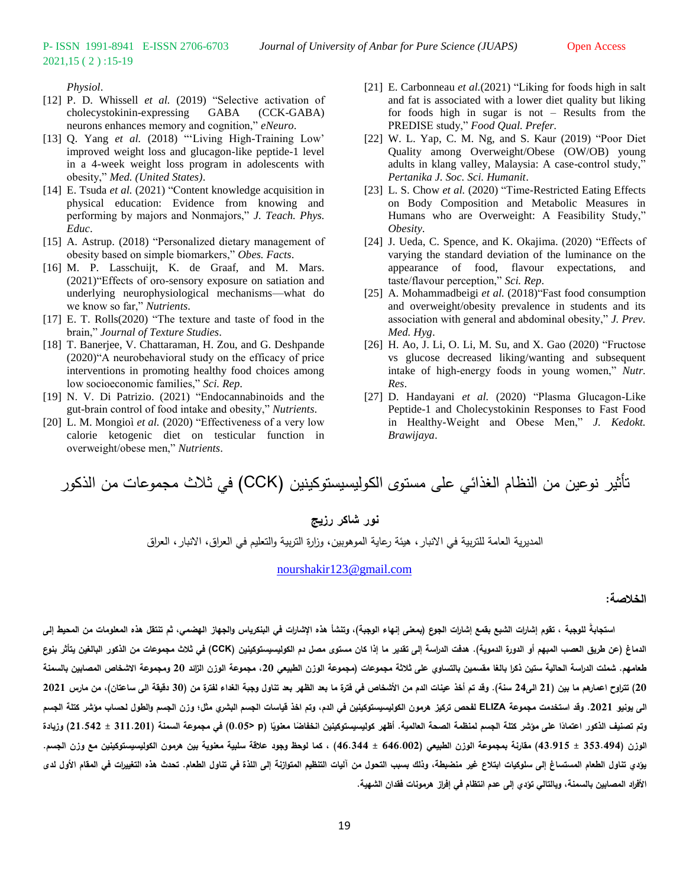*Physiol*.

[12] P. D. Whissell *et al.* (2019) "Selective activation of cholecystokinin-expressing GABA (CCK-GABA) neurons enhances memory and cognition," *eNeuro*.

[13] Q. Yang *et al.* (2018) "'Living High-Training Low' improved weight loss and glucagon-like peptide-1 level in a 4-week weight loss program in adolescents with obesity," *Med. (United States)*.

[14] E. Tsuda *et al.* (2021) "Content knowledge acquisition in physical education: Evidence from knowing and performing by majors and Nonmajors," *J. Teach. Phys. Educ*.

[15] A. Astrup. (2018) "Personalized dietary management of obesity based on simple biomarkers," *Obes. Facts*.

[16] M. P. Lasschuijt, K. de Graaf, and M. Mars. (2021)"Effects of oro-sensory exposure on satiation and underlying neurophysiological mechanisms—what do we know so far," *Nutrients*.

[17] E. T. Rolls(2020) "The texture and taste of food in the brain," *Journal of Texture Studies*.

[18] T. Banerjee, V. Chattaraman, H. Zou, and G. Deshpande (2020)"A neurobehavioral study on the efficacy of price interventions in promoting healthy food choices among low socioeconomic families," *Sci. Rep*.

[19] N. V. Di Patrizio. (2021) "Endocannabinoids and the gut-brain control of food intake and obesity," *Nutrients*.

[20] L. M. Mongioì *et al.* (2020) "Effectiveness of a very low calorie ketogenic diet on testicular function in overweight/obese men," *Nutrients*.

[21] E. Carbonneau *et al.*(2021) "Liking for foods high in salt and fat is associated with a lower diet quality but liking for foods high in sugar is not – Results from the PREDISE study," *Food Qual. Prefer*.

[22] W. L. Yap, C. M. Ng, and S. Kaur (2019) "Poor Diet Quality among Overweight/Obese (OW/OB) young adults in klang valley, Malaysia: A case-control study," *Pertanika J. Soc. Sci. Humanit*.

[23] L. S. Chow *et al.* (2020) "Time-Restricted Eating Effects on Body Composition and Metabolic Measures in Humans who are Overweight: A Feasibility Study," *Obesity*.

[24] J. Ueda, C. Spence, and K. Okajima. (2020) "Effects of varying the standard deviation of the luminance on the appearance of food, flavour expectations, and taste/flavour perception," *Sci. Rep*.

[25] A. Mohammadbeigi *et al.* (2018)"Fast food consumption and overweight/obesity prevalence in students and its association with general and abdominal obesity," *J. Prev. Med. Hyg*.

[26] H. Ao, J. Li, O. Li, M. Su, and X. Gao (2020) "Fructose vs glucose decreased liking/wanting and subsequent intake of high-energy foods in young women," *Nutr. Res*.

[27] D. Handayani *et al.* (2020) "Plasma Glucagon-Like Peptide-1 and Cholecystokinin Responses to Fast Food in Healthy-Weight and Obese Men," *J. Kedokt. Brawijaya*.

# تأثير نوعين من النظام الغذائي على مستوى الكوليسيستوكينين (CCK) في ثلاث مجموعات من الذكور

**نور شاكر رزيج**

المديرية العامة للتربية في الانبار، هيئة رعاية الموهوبين، وزارة التربية والتعليم في العراق، الانبار، العراق

nourshakir123@gmail.com

## الخلاصة:

**استجابةً للوجبة ، تقوم إشارات الشبع بقمع إشارات الجوع (بمعنى إنهاء الوجبة)، وتنشأ هذه الإشارات في البنكرياس والجهاز الهضمي، ثم تنتقل هذه المعلومات من المحيط إلى الدماغ (عن طريق العصب المبهم أو الدورة الدموية). هدفت الدراسة إلى تقدير ما إذا كان مستوى مصل دم الكوليسيستوكينين (CCK) في ثلاث مجموعات من الذكور البالغين يتأثر بنوع طعامهم. شملت الدراسة الحالية ستين ذكرا بالغا مقسمين بالتساوي على ثلاثة مجموعات (مجموعة الوزن الطبيعي 20، مجموعة الوزن الزائد 20 ومجموعة الاشخاص المصابين بالسمنة 20) تتراوح اعمارهم ما بين (21 الى24 سنة). وقد تم أخذ عينات الدم من الأشخاص في فترة ما بعد الظهر بعد تناول وجبة الغداء لفترة من (30 دقيقة الى ساعتان)، من مارس 2021 الى يونيو 2021. وقد استخدمت مجموعة ELIZA لفحص تركيز هرمون الكوليسيستوكينين في الدم، وتم اخذ قياسات الجسم البشري مثل؛ وزن الجسم والطول لحساب مؤشر كتلة الجسم وتم تصنيف الذكور اعتمادًا على مؤشر كتلة الجسم لمنظمة الصحة العالمية. أظهر كوليسيستوكينين انخفاضا معنويًا (p <0.05) في مجموعة السمنة (311.201 ± 21.542) وزيادة الوزن (353.494 ± 43.915) مقارنة بمجموعة الوزن الطبيعي (646.002 ± 46.344) ، كما لوحظ وجود علاقة سلبية معنوية بين هرمون الكوليسيستوكينين مع وزن الجسم. يؤدي تناول الطعام المستساغ إلى سلوكيات ابتلاع غير منضبطة، وذلك بسبب التحول من آليات التنظيم المتوازنة إلى اللذة في تناول الطعام. تحدث هذه التغييرات في المقام الأول لدى الأفراد المصابين بالسمنة، وبالتالي تؤدي إلى عدم انتظام في إفراز هرمونات فقدان الشهية.**